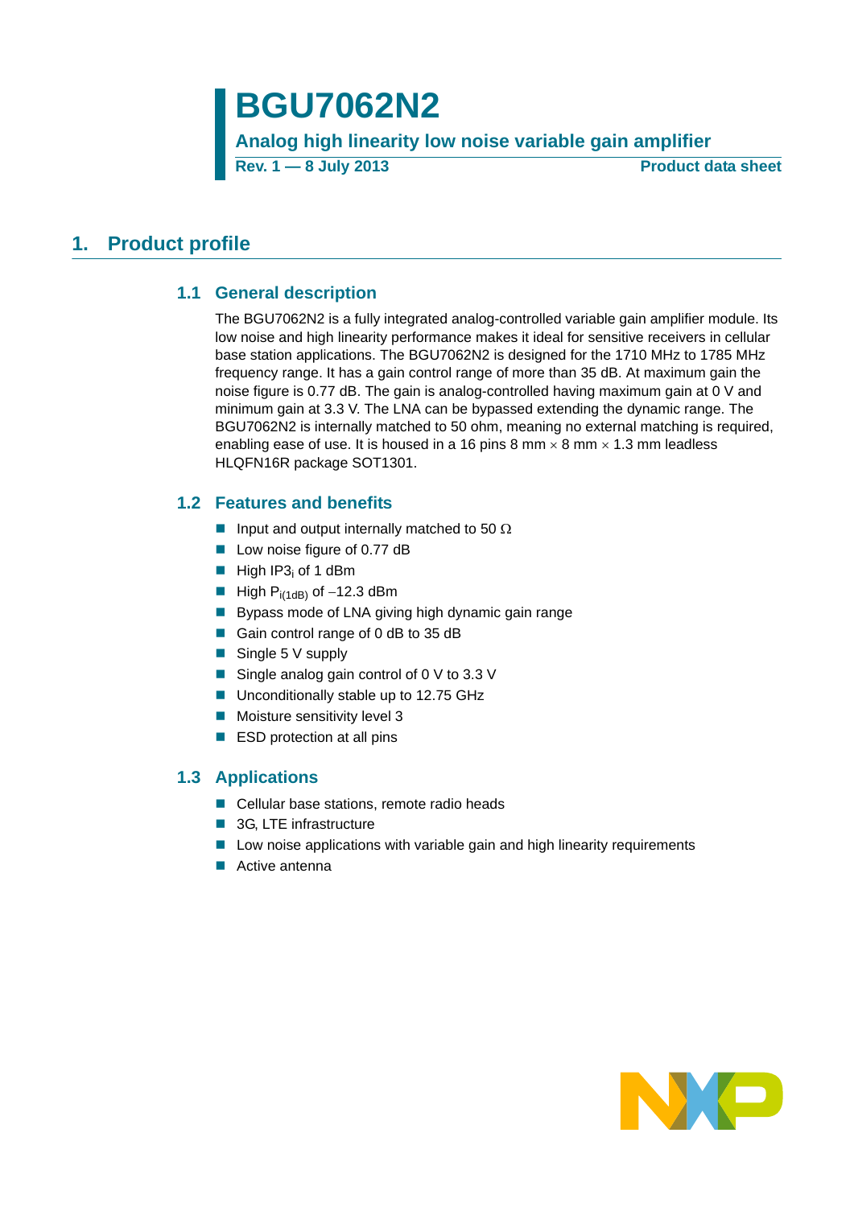# BGU7062N2

**Analog high linearity low noise variable gain amplifier**

**Rev. 1 — 8 July 2013** **Product data sheet**

## 1. Product profile

### 1.1 General description

The BGU7062N2 is a fully integrated analog-controlled variable gain amplifier module. Its low noise and high linearity performance makes it ideal for sensitive receivers in cellular base station applications. The BGU7062N2 is designed for the 1710 MHz to 1785 MHz frequency range. It has a gain control range of more than 35 dB. At maximum gain the noise figure is 0.77 dB. The gain is analog-controlled having maximum gain at 0 V and minimum gain at 3.3 V. The LNA can be bypassed extending the dynamic range. The BGU7062N2 is internally matched to 50 ohm, meaning no external matching is required, enabling ease of use. It is housed in a 16 pins 8 mm × 8 mm × 1.3 mm leadless HLQFN16R package SOT1301.

### 1.2 Features and benefits

- Input and output internally matched to 50 Ω
- Low noise figure of 0.77 dB
- High $IP3_i$ of 1 dBm
- High $P_{i(1dB)}$ of −12.3 dBm
- Bypass mode of LNA giving high dynamic gain range
- Gain control range of 0 dB to 35 dB
- Single 5 V supply
- Single analog gain control of 0 V to 3.3 V
- Unconditionally stable up to 12.75 GHz
- Moisture sensitivity level 3
- ESD protection at all pins

### 1.3 Applications

- Cellular base stations, remote radio heads
- 3G, LTE infrastructure
- Low noise applications with variable gain and high linearity requirements
- Active antenna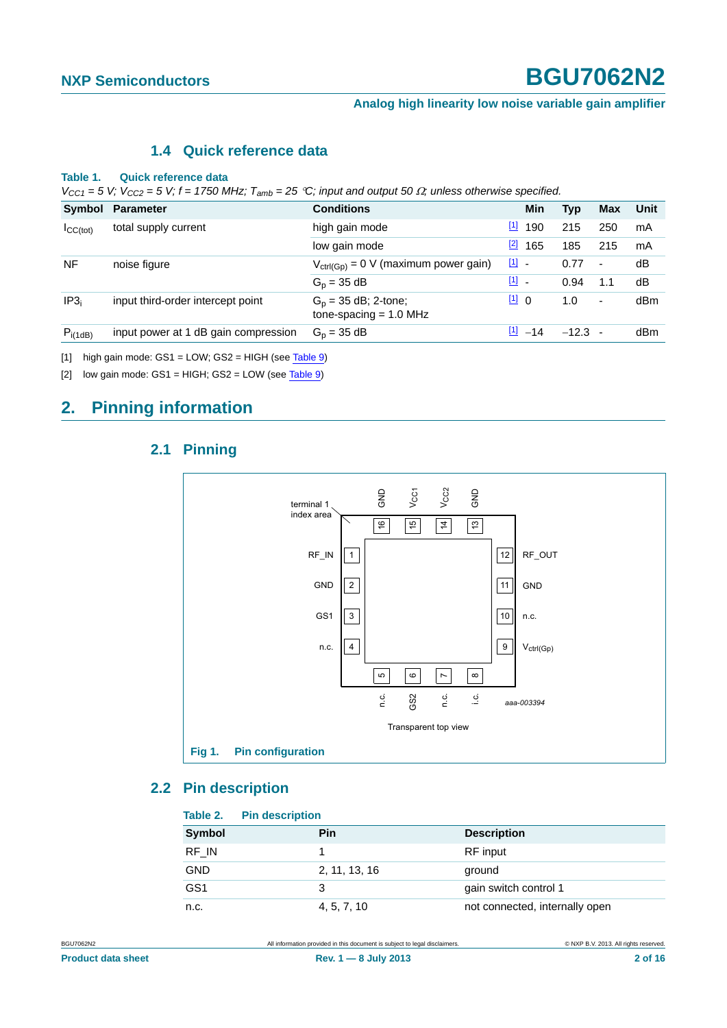### 1.4 Quick reference data

**Table 1. Quick reference data**

*$V_{CC1}$ = 5 V; $V_{CC2}$ = 5 V; f = 1750 MHz; $T_{amb}$ = 25 °C; input and output 50 Ω; unless otherwise specified.*

| Symbol | Parameter | Conditions | | Min | Typ | Max | Unit |
|---|---|---|---|---|---|---|---|
| $I_{CC(tot)}$ | total supply current | high gain mode | [1] | 190 | 215 | 250 | mA |
| | | low gain mode | [2] | 165 | 185 | 215 | mA |
| NF | noise figure | $V_{ctrl(Gp)}$ = 0 V (maximum power gain) | [1] | - | 0.77 | - | dB |
| | | $G_p$ = 35 dB | [1] | - | 0.94 | 1.1 | dB |
| $IP3_i$ | input third-order intercept point | $G_p$ = 35 dB; 2-tone; tone-spacing = 1.0 MHz | [1] | 0 | 1.0 | - | dBm |
| $P_{i(1dB)}$ | input power at 1 dB gain compression | $G_p$ = 35 dB | [1] | −14 | −12.3 | - | dBm |

[1] high gain mode: GS1 = LOW; GS2 = HIGH (see Table 9)

[2] low gain mode: GS1 = HIGH; GS2 = LOW (see Table 9)

## 2. Pinning information

### 2.1 Pinning

terminal 1 index area

GND VCC1 VCC2 GND

16 15 14 13

RF_IN 1
GND 2
GS1 3
n.c. 4

12 RF_OUT
11 GND
10 n.c.
9 $V_{ctrl(Gp)}$

5 6 7 8

n.c. GS2 n.c. i.c.

aaa-003394

Transparent top view

**Fig 1. Pin configuration**

### 2.2 Pin description

**Table 2. Pin description**

| Symbol | Pin | Description |
|---|---|---|
| RF_IN | 1 | RF input |
| GND | 2, 11, 13, 16 | ground |
| GS1 | 3 | gain switch control 1 |
| n.c. | 4, 5, 7, 10 | not connected, internally open |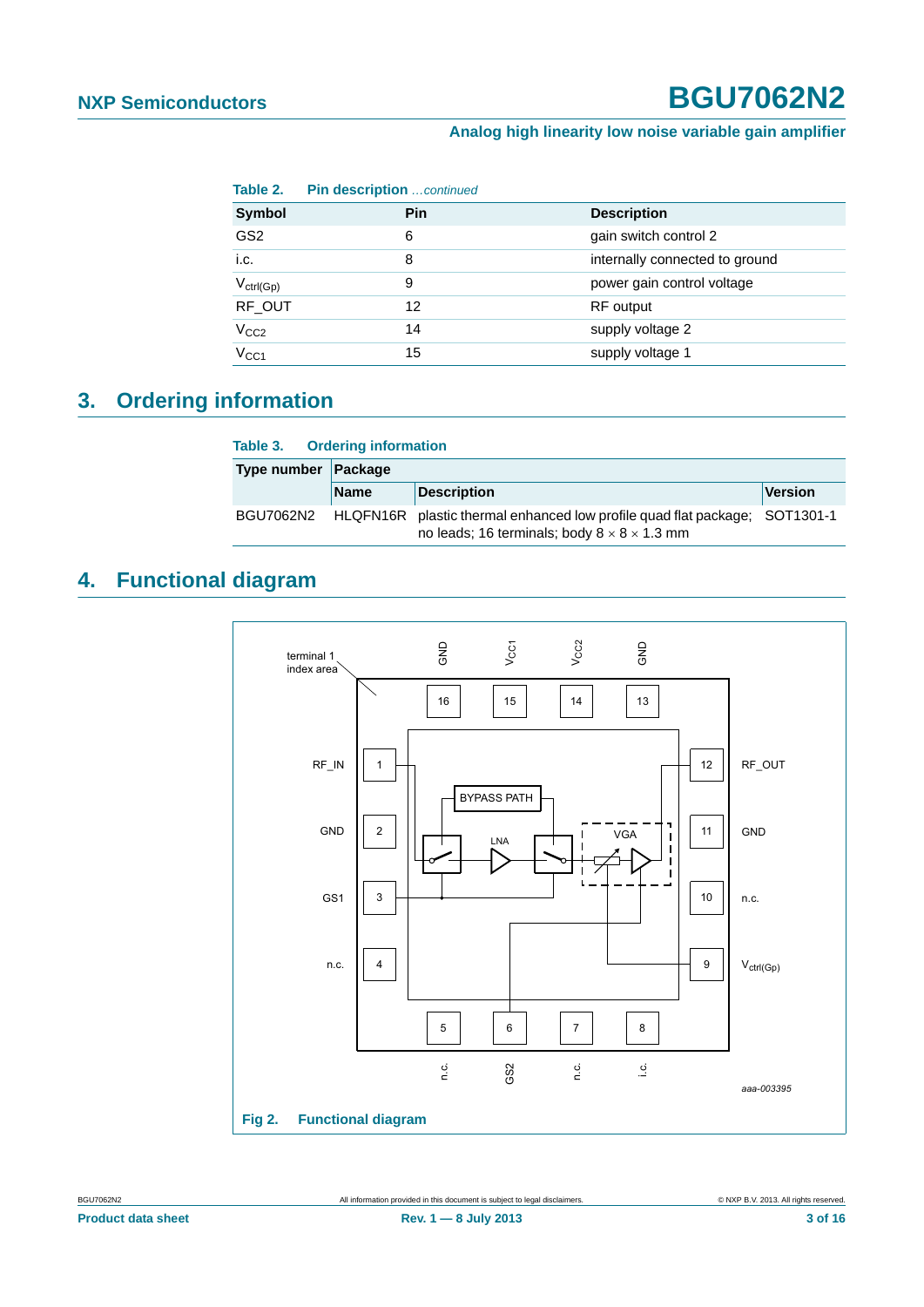**Table 2. Pin description** *...continued*

| Symbol | Pin | Description |
|---|---|---|
| GS2 | 6 | gain switch control 2 |
| i.c. | 8 | internally connected to ground |
| $V_{ctrl(Gp)}$ | 9 | power gain control voltage |
| RF_OUT | 12 | RF output |
| $V_{CC2}$ | 14 | supply voltage 2 |
| $V_{CC1}$ | 15 | supply voltage 1 |

## 3. Ordering information

**Table 3. Ordering information**

| Type number | Package | | |
|---|---|---|---|
| | Name | Description | Version |
| BGU7062N2 | HLQFN16R | plastic thermal enhanced low profile quad flat package; no leads; 16 terminals; body 8 × 8 × 1.3 mm | SOT1301-1 |

## 4. Functional diagram

terminal 1
index area

GND
$V_{CC1}$
$V_{CC2}$
GND

16
15
14
13

RF_IN
1
GND
2
GS1
3
n.c.
4

12
RF_OUT
11
GND
10
n.c.
9
$V_{ctrl(Gp)}$

BYPASS PATH
LNA
VGA

5
6
7
8

n.c.
GS2
n.c.
i.c.

aaa-003395

**Fig 2. Functional diagram**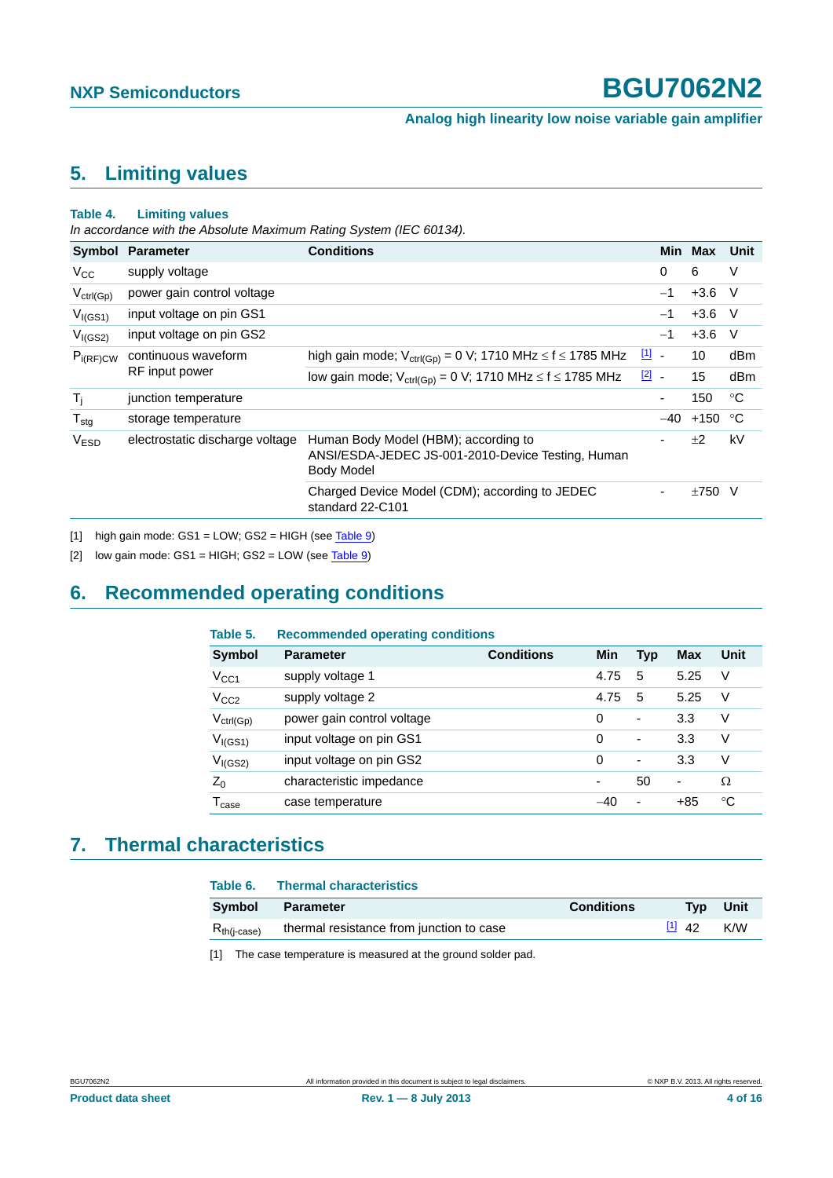## 5. Limiting values

**Table 4. Limiting values**

*In accordance with the Absolute Maximum Rating System (IEC 60134).*

| Symbol | Parameter | Conditions | | Min | Max | Unit |
|---|---|---|---|---|---|---|
| $V_{CC}$ | supply voltage | | | 0 | 6 | V |
| $V_{ctrl(Gp)}$ | power gain control voltage | | | −1 | +3.6 | V |
| $V_{I(GS1)}$ | input voltage on pin GS1 | | | −1 | +3.6 | V |
| $V_{I(GS2)}$ | input voltage on pin GS2 | | | −1 | +3.6 | V |
| $P_{i(RF)CW}$ | continuous waveform RF input power | high gain mode; $V_{ctrl(Gp)}$ = 0 V; 1710 MHz ≤ f ≤ 1785 MHz | [1] | - | 10 | dBm |
| | | low gain mode; $V_{ctrl(Gp)}$ = 0 V; 1710 MHz ≤ f ≤ 1785 MHz | [2] | - | 15 | dBm |
| $T_j$ | junction temperature | | | - | 150 | °C |
| $T_{stg}$ | storage temperature | | | −40 | +150 | °C |
| $V_{ESD}$ | electrostatic discharge voltage | Human Body Model (HBM); according to ANSI/ESDA-JEDEC JS-001-2010-Device Testing, Human Body Model | | - | ±2 | kV |
| | | Charged Device Model (CDM); according to JEDEC standard 22-C101 | | - | ±750 | V |

[1] high gain mode: GS1 = LOW; GS2 = HIGH (see Table 9)

[2] low gain mode: GS1 = HIGH; GS2 = LOW (see Table 9)

## 6. Recommended operating conditions

**Table 5. Recommended operating conditions**

| Symbol | Parameter | Conditions | Min | Typ | Max | Unit |
|---|---|---|---|---|---|---|
| $V_{CC1}$ | supply voltage 1 | | 4.75 | 5 | 5.25 | V |
| $V_{CC2}$ | supply voltage 2 | | 4.75 | 5 | 5.25 | V |
| $V_{ctrl(Gp)}$ | power gain control voltage | | 0 | - | 3.3 | V |
| $V_{I(GS1)}$ | input voltage on pin GS1 | | 0 | - | 3.3 | V |
| $V_{I(GS2)}$ | input voltage on pin GS2 | | 0 | - | 3.3 | V |
| $Z_0$ | characteristic impedance | | - | 50 | - | Ω |
| $T_{case}$ | case temperature | | −40 | - | +85 | °C |

## 7. Thermal characteristics

**Table 6. Thermal characteristics**

| Symbol | Parameter | Conditions | | Typ | Unit |
|---|---|---|---|---|---|
| $R_{th(j-case)}$ | thermal resistance from junction to case | | [1] | 42 | K/W |

[1] The case temperature is measured at the ground solder pad.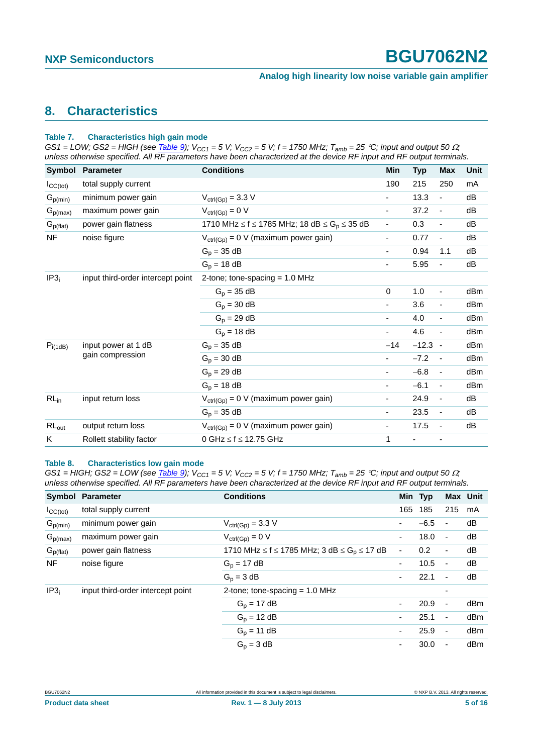## 8. Characteristics

**Table 7. Characteristics high gain mode**

*GS1 = LOW; GS2 = HIGH (see Table 9); $V_{CC1}$ = 5 V; $V_{CC2}$ = 5 V; f = 1750 MHz; $T_{amb}$ = 25 °C; input and output 50 Ω; unless otherwise specified. All RF parameters have been characterized at the device RF input and RF output terminals.*

| Symbol | Parameter | Conditions | Min | Typ | Max | Unit |
|---|---|---|---|---|---|---|
| $I_{CC(tot)}$ | total supply current | | 190 | 215 | 250 | mA |
| $G_{p(min)}$ | minimum power gain | $V_{ctrl(Gp)}$ = 3.3 V | - | 13.3 | - | dB |
| $G_{p(max)}$ | maximum power gain | $V_{ctrl(Gp)}$ = 0 V | - | 37.2 | - | dB |
| $G_{p(flat)}$ | power gain flatness | 1710 MHz ≤ f ≤ 1785 MHz; 18 dB ≤ $G_p$ ≤ 35 dB | - | 0.3 | - | dB |
| NF | noise figure | $V_{ctrl(Gp)}$ = 0 V (maximum power gain) | - | 0.77 | - | dB |
| | | $G_p$ = 35 dB | - | 0.94 | 1.1 | dB |
| | | $G_p$ = 18 dB | - | 5.95 | - | dB |
| $IP3_i$ | input third-order intercept point | 2-tone; tone-spacing = 1.0 MHz | | | | |
| | | $G_p$ = 35 dB | 0 | 1.0 | - | dBm |
| | | $G_p$ = 30 dB | - | 3.6 | - | dBm |
| | | $G_p$ = 29 dB | - | 4.0 | - | dBm |
| | | $G_p$ = 18 dB | - | 4.6 | - | dBm |
| $P_{i(1dB)}$ | input power at 1 dB gain compression | $G_p$ = 35 dB | −14 | −12.3 | - | dBm |
| | | $G_p$ = 30 dB | - | −7.2 | - | dBm |
| | | $G_p$ = 29 dB | - | −6.8 | - | dBm |
| | | $G_p$ = 18 dB | - | −6.1 | - | dBm |
| $RL_{in}$ | input return loss | $V_{ctrl(Gp)}$ = 0 V (maximum power gain) | - | 24.9 | - | dB |
| | | $G_p$ = 35 dB | - | 23.5 | - | dB |
| $RL_{out}$ | output return loss | $V_{ctrl(Gp)}$ = 0 V (maximum power gain) | - | 17.5 | - | dB |
| K | Rollett stability factor | 0 GHz ≤ f ≤ 12.75 GHz | 1 | - | - | |

**Table 8. Characteristics low gain mode**

*GS1 = HIGH; GS2 = LOW (see Table 9); $V_{CC1}$ = 5 V; $V_{CC2}$ = 5 V; f = 1750 MHz; $T_{amb}$ = 25 °C; input and output 50 Ω; unless otherwise specified. All RF parameters have been characterized at the device RF input and RF output terminals.*

| Symbol | Parameter | Conditions | Min | Typ | Max | Unit |
|---|---|---|---|---|---|---|
| $I_{CC(tot)}$ | total supply current | | 165 | 185 | 215 | mA |
| $G_{p(min)}$ | minimum power gain | $V_{ctrl(Gp)}$ = 3.3 V | - | −6.5 | - | dB |
| $G_{p(max)}$ | maximum power gain | $V_{ctrl(Gp)}$ = 0 V | - | 18.0 | - | dB |
| $G_{p(flat)}$ | power gain flatness | 1710 MHz ≤ f ≤ 1785 MHz; 3 dB ≤ $G_p$ ≤ 17 dB | - | 0.2 | - | dB |
| NF | noise figure | $G_p$ = 17 dB | - | 10.5 | - | dB |
| | | $G_p$ = 3 dB | - | 22.1 | - | dB |
| $IP3_i$ | input third-order intercept point | 2-tone; tone-spacing = 1.0 MHz | | | - | |
| | | $G_p$ = 17 dB | - | 20.9 | - | dBm |
| | | $G_p$ = 12 dB | - | 25.1 | - | dBm |
| | | $G_p$ = 11 dB | - | 25.9 | - | dBm |
| | | $G_p$ = 3 dB | - | 30.0 | - | dBm |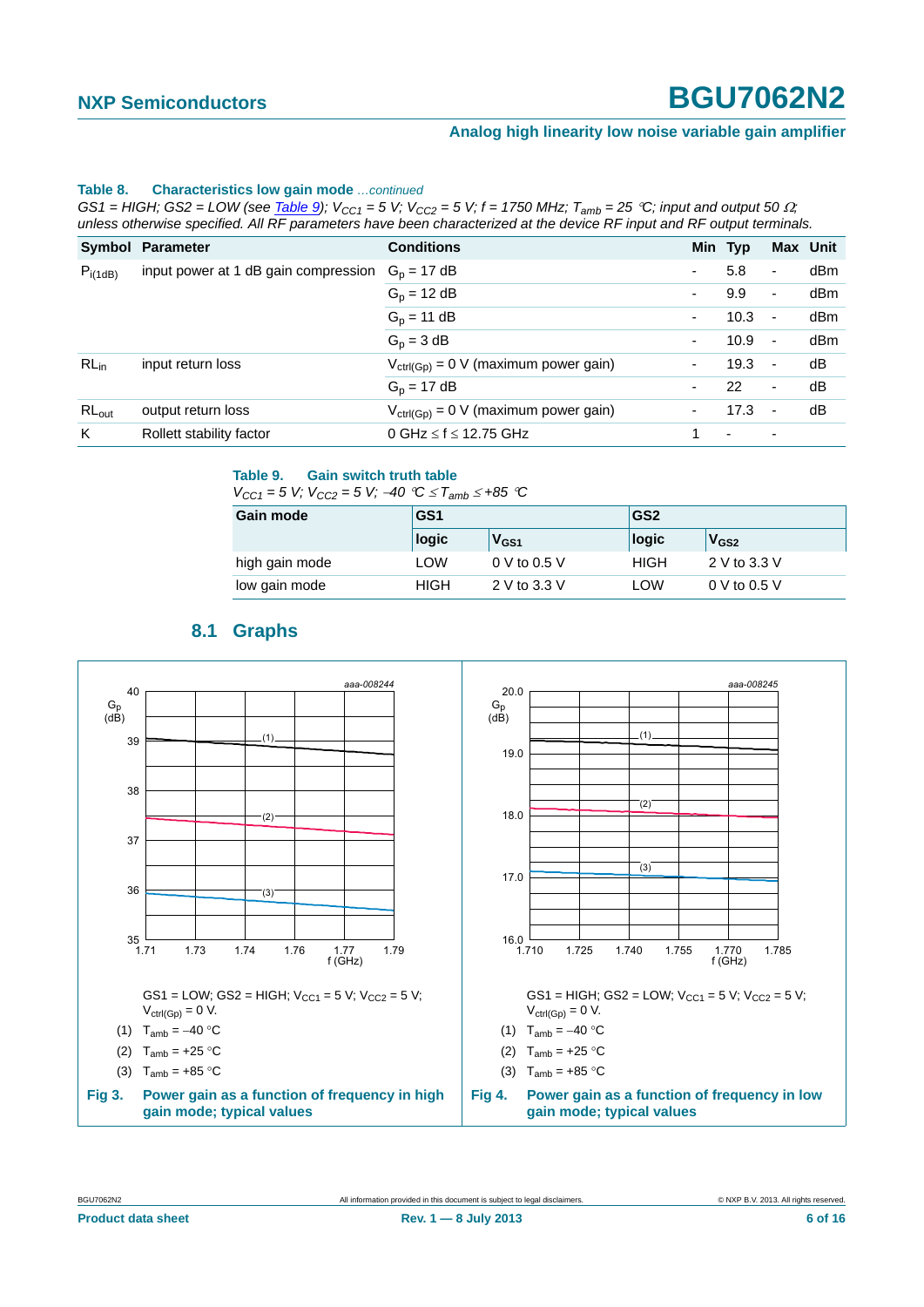**Table 8. Characteristics low gain mode** *...continued*

*GS1 = HIGH; GS2 = LOW (see Table 9); $V_{CC1}$ = 5 V; $V_{CC2}$ = 5 V; f = 1750 MHz; $T_{amb}$ = 25 °C; input and output 50 Ω; unless otherwise specified. All RF parameters have been characterized at the device RF input and RF output terminals.*

| Symbol | Parameter | Conditions | Min | Typ | Max | Unit |
|---|---|---|---|---|---|---|
| $P_{i(1dB)}$ | input power at 1 dB gain compression | $G_p$ = 17 dB | - | 5.8 | - | dBm |
| | | $G_p$ = 12 dB | - | 9.9 | - | dBm |
| | | $G_p$ = 11 dB | - | 10.3 | - | dBm |
| | | $G_p$ = 3 dB | - | 10.9 | - | dBm |
| $RL_{in}$ | input return loss | $V_{ctrl(Gp)}$ = 0 V (maximum power gain) | - | 19.3 | - | dB |
| | | $G_p$ = 17 dB | - | 22 | - | dB |
| $RL_{out}$ | output return loss | $V_{ctrl(Gp)}$ = 0 V (maximum power gain) | - | 17.3 | - | dB |
| K | Rollett stability factor | 0 GHz ≤ f ≤ 12.75 GHz | 1 | - | - | |

**Table 9. Gain switch truth table**

*$V_{CC1}$ = 5 V; $V_{CC2}$ = 5 V; −40 °C ≤ $T_{amb}$ ≤ +85 °C*

| Gain mode | GS1 | | GS2 | |
|---|---|---|---|---|
| | logic | $V_{GS1}$ | logic | $V_{GS2}$ |
| high gain mode | LOW | 0 V to 0.5 V | HIGH | 2 V to 3.3 V |
| low gain mode | HIGH | 2 V to 3.3 V | LOW | 0 V to 0.5 V |

## 8.1 Graphs

aaa-008244

$G_p$ (dB)

40
39
38
37
36
35

1.71 1.73 1.74 1.76 1.77 1.79

f (GHz)

(1)
(2)
(3)

GS1 = LOW; GS2 = HIGH; $V_{CC1}$ = 5 V; $V_{CC2}$ = 5 V; $V_{ctrl(Gp)}$ = 0 V.

(1) $T_{amb}$ = −40 °C

(2) $T_{amb}$ = +25 °C

(3) $T_{amb}$ = +85 °C

**Fig 3. Power gain as a function of frequency in high gain mode; typical values**

aaa-008245

$G_p$ (dB)

20.0
19.0
18.0
17.0
16.0

1.710 1.725 1.740 1.755 1.770 1.785

f (GHz)

(1)
(2)
(3)

GS1 = HIGH; GS2 = LOW; $V_{CC1}$ = 5 V; $V_{CC2}$ = 5 V; $V_{ctrl(Gp)}$ = 0 V.

(1) $T_{amb}$ = −40 °C

(2) $T_{amb}$ = +25 °C

(3) $T_{amb}$ = +85 °C

**Fig 4. Power gain as a function of frequency in low gain mode; typical values**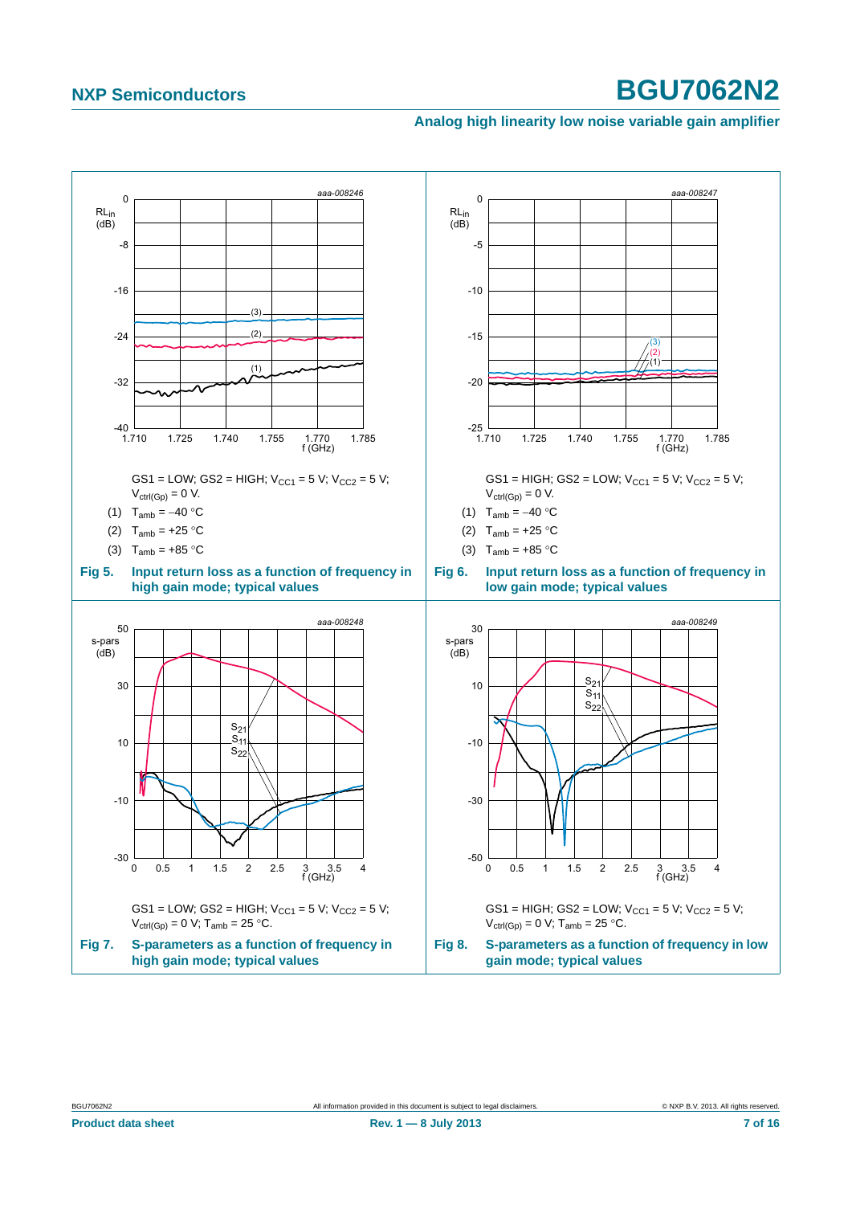aaa-008246

$RL_{in}$ (dB)

0
-8
-16
-24
-32
-40

1.710 1.725 1.740 1.755 1.770 1.785

f (GHz)

(3)
(2)
(1)

GS1 = LOW; GS2 = HIGH; $V_{CC1}$ = 5 V; $V_{CC2}$ = 5 V; $V_{ctrl(Gp)}$ = 0 V.

(1) $T_{amb}$ = −40 °C

(2) $T_{amb}$ = +25 °C

(3) $T_{amb}$ = +85 °C

**Fig 5. Input return loss as a function of frequency in high gain mode; typical values**

aaa-008247

$RL_{in}$ (dB)

0
-5
-10
-15
-20
-25

1.710 1.725 1.740 1.755 1.770 1.785

f (GHz)

(3)
(2)
(1)

GS1 = HIGH; GS2 = LOW; $V_{CC1}$ = 5 V; $V_{CC2}$ = 5 V; $V_{ctrl(Gp)}$ = 0 V.

(1) $T_{amb}$ = −40 °C

(2) $T_{amb}$ = +25 °C

(3) $T_{amb}$ = +85 °C

**Fig 6. Input return loss as a function of frequency in low gain mode; typical values**

aaa-008248

s-pars (dB)

50
30
10
-10
-30

0 0.5 1 1.5 2 2.5 3 3.5 4

f (GHz)

$S_{21}$
$S_{11}$
$S_{22}$

GS1 = LOW; GS2 = HIGH; $V_{CC1}$ = 5 V; $V_{CC2}$ = 5 V; $V_{ctrl(Gp)}$ = 0 V; $T_{amb}$ = 25 °C.

**Fig 7. S-parameters as a function of frequency in high gain mode; typical values**

aaa-008249

s-pars (dB)

30
10
-10
-30
-50

0 0.5 1 1.5 2 2.5 3 3.5 4

f (GHz)

$S_{21}$
$S_{11}$
$S_{22}$

GS1 = HIGH; GS2 = LOW; $V_{CC1}$ = 5 V; $V_{CC2}$ = 5 V; $V_{ctrl(Gp)}$ = 0 V; $T_{amb}$ = 25 °C.

**Fig 8. S-parameters as a function of frequency in low gain mode; typical values**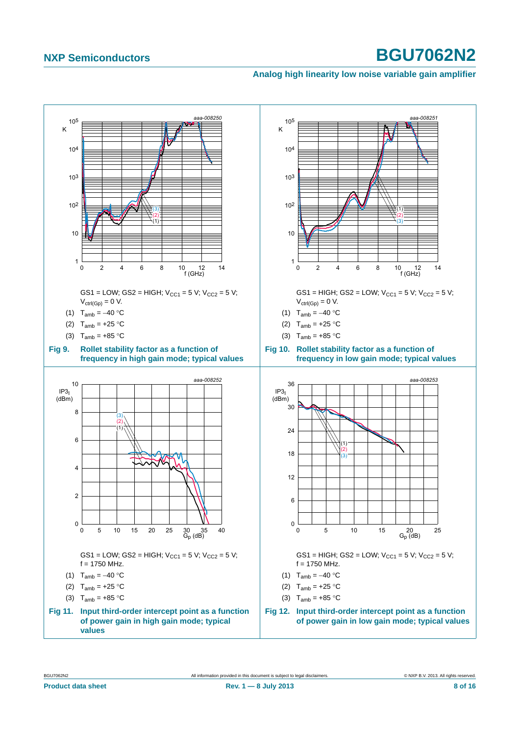aaa-008250

$10^5$
K
$10^4$
$10^3$
$10^2$
10
1

0 2 4 6 8 10 12 14
f (GHz)

(3)
(2)
(1)

GS1 = LOW; GS2 = HIGH; $V_{CC1}$ = 5 V; $V_{CC2}$ = 5 V; $V_{ctrl(Gp)}$ = 0 V.

(1) $T_{amb}$ = −40 °C

(2) $T_{amb}$ = +25 °C

(3) $T_{amb}$ = +85 °C

**Fig 9. Rollet stability factor as a function of frequency in high gain mode; typical values**

aaa-008251

$10^5$
K
$10^4$
$10^3$
$10^2$
10
1

0 2 4 6 8 10 12 14
f (GHz)

(1)
(2)
(3)

GS1 = HIGH; GS2 = LOW; $V_{CC1}$ = 5 V; $V_{CC2}$ = 5 V; $V_{ctrl(Gp)}$ = 0 V.

(1) $T_{amb}$ = −40 °C

(2) $T_{amb}$ = +25 °C

(3) $T_{amb}$ = +85 °C

**Fig 10. Rollet stability factor as a function of frequency in low gain mode; typical values**

aaa-008252

$IP3_I$
(dBm)

10
8
6
4
2
0

0 5 10 15 20 25 30 35 40
$G_p$ (dB)

(3)
(2)
(1)

GS1 = LOW; GS2 = HIGH; $V_{CC1}$ = 5 V; $V_{CC2}$ = 5 V; f = 1750 MHz.

(1) $T_{amb}$ = −40 °C

(2) $T_{amb}$ = +25 °C

(3) $T_{amb}$ = +85 °C

**Fig 11. Input third-order intercept point as a function of power gain in high gain mode; typical values**

aaa-008253

$IP3_I$
(dBm)

36
30
24
18
12
6
0

0 5 10 15 20 25
$G_p$ (dB)

(1)
(2)
(3)

GS1 = HIGH; GS2 = LOW; $V_{CC1}$ = 5 V; $V_{CC2}$ = 5 V; f = 1750 MHz.

(1) $T_{amb}$ = −40 °C

(2) $T_{amb}$ = +25 °C

(3) $T_{amb}$ = +85 °C

**Fig 12. Input third-order intercept point as a function of power gain in low gain mode; typical values**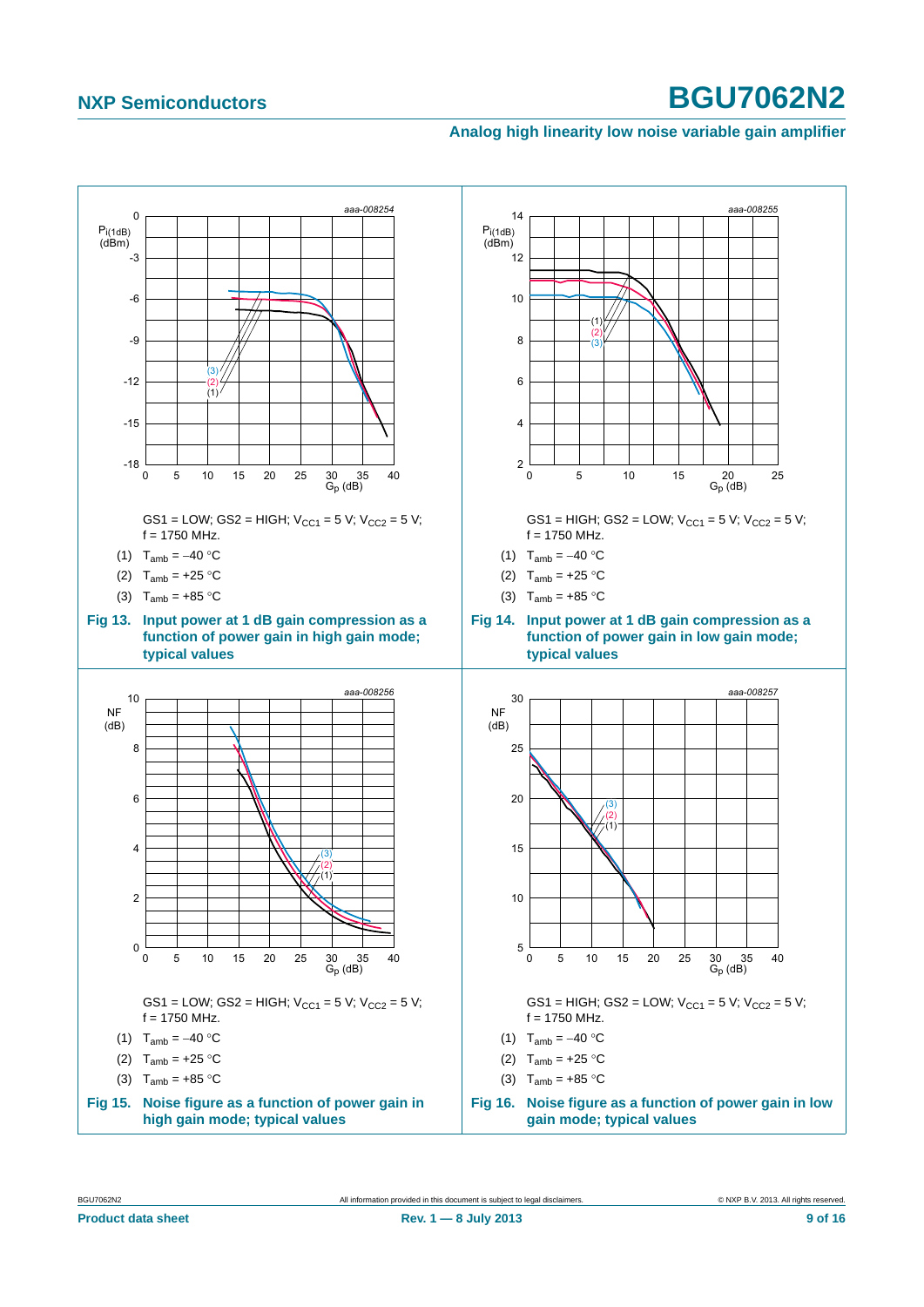aaa-008254

$P_{i(1dB)}$ (dBm)

0
-3
-6
-9
-12
-15
-18

0 5 10 15 20 25 30 35 40

$G_p$ (dB)

(3)
(2)
(1)

GS1 = LOW; GS2 = HIGH; $V_{CC1}$ = 5 V; $V_{CC2}$ = 5 V; f = 1750 MHz.

(1) $T_{amb}$ = −40 °C

(2) $T_{amb}$ = +25 °C

(3) $T_{amb}$ = +85 °C

**Fig 13. Input power at 1 dB gain compression as a function of power gain in high gain mode; typical values**

aaa-008255

$P_{i(1dB)}$ (dBm)

14
12
10
8
6
4
2

0 5 10 15 20 25

$G_p$ (dB)

(1)
(2)
(3)

GS1 = HIGH; GS2 = LOW; $V_{CC1}$ = 5 V; $V_{CC2}$ = 5 V; f = 1750 MHz.

(1) $T_{amb}$ = −40 °C

(2) $T_{amb}$ = +25 °C

(3) $T_{amb}$ = +85 °C

**Fig 14. Input power at 1 dB gain compression as a function of power gain in low gain mode; typical values**

aaa-008256

NF (dB)

10
8
6
4
2
0

0 5 10 15 20 25 30 35 40

$G_p$ (dB)

(3)
(2)
(1)

GS1 = LOW; GS2 = HIGH; $V_{CC1}$ = 5 V; $V_{CC2}$ = 5 V; f = 1750 MHz.

(1) $T_{amb}$ = −40 °C

(2) $T_{amb}$ = +25 °C

(3) $T_{amb}$ = +85 °C

**Fig 15. Noise figure as a function of power gain in high gain mode; typical values**

aaa-008257

NF (dB)

30
25
20
15
10
5

0 5 10 15 20 25 30 35 40

$G_p$ (dB)

(3)
(2)
(1)

GS1 = HIGH; GS2 = LOW; $V_{CC1}$ = 5 V; $V_{CC2}$ = 5 V; f = 1750 MHz.

(1) $T_{amb}$ = −40 °C

(2) $T_{amb}$ = +25 °C

(3) $T_{amb}$ = +85 °C

**Fig 16. Noise figure as a function of power gain in low gain mode; typical values**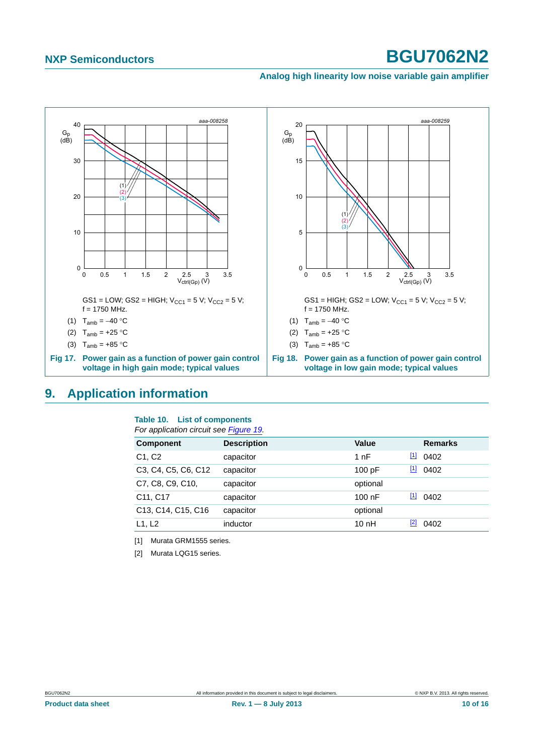aaa-008258

$G_p$ (dB)

40, 30, 20, 10, 0

0, 0.5, 1, 1.5, 2, 2.5, 3, 3.5

$V_{ctrl(Gp)}$ (V)

(1)
(2)
(3)

GS1 = LOW; GS2 = HIGH; $V_{CC1}$ = 5 V; $V_{CC2}$ = 5 V; f = 1750 MHz.

(1) $T_{amb}$ = −40 °C

(2) $T_{amb}$ = +25 °C

(3) $T_{amb}$ = +85 °C

**Fig 17. Power gain as a function of power gain control voltage in high gain mode; typical values**

aaa-008259

$G_p$ (dB)

20, 15, 10, 5, 0

0, 0.5, 1, 1.5, 2, 2.5, 3, 3.5

$V_{ctrl(Gp)}$ (V)

(1)
(2)
(3)

GS1 = HIGH; GS2 = LOW; $V_{CC1}$ = 5 V; $V_{CC2}$ = 5 V; f = 1750 MHz.

(1) $T_{amb}$ = −40 °C

(2) $T_{amb}$ = +25 °C

(3) $T_{amb}$ = +85 °C

**Fig 18. Power gain as a function of power gain control voltage in low gain mode; typical values**

# 9. Application information

**Table 10. List of components**

*For application circuit see Figure 19.*

| Component | Description | Value | | Remarks |
|---|---|---|---|---|
| C1, C2 | capacitor | 1 nF | [1] | 0402 |
| C3, C4, C5, C6, C12 | capacitor | 100 pF | [1] | 0402 |
| C7, C8, C9, C10, | capacitor | optional | | |
| C11, C17 | capacitor | 100 nF | [1] | 0402 |
| C13, C14, C15, C16 | capacitor | optional | | |
| L1, L2 | inductor | 10 nH | [2] | 0402 |

[1] Murata GRM1555 series.

[2] Murata LQG15 series.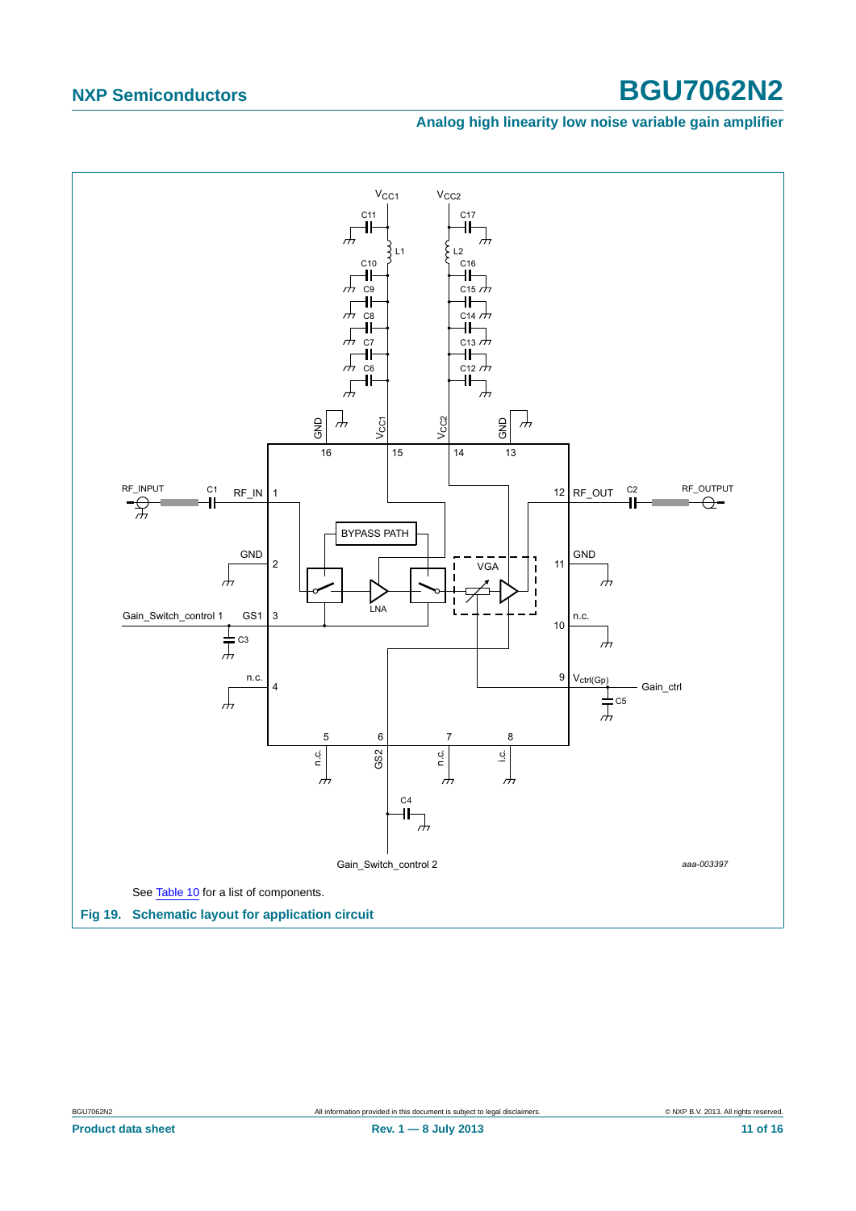V$_{CC1}$

V$_{CC2}$

C11

C17

L1

L2

C10

C16

C9

C15

C8

C14

C7

C13

C6

C12

GND

V$_{CC1}$

V$_{CC2}$

GND

16

15

14

13

RF_INPUT

C1

RF_IN

1

12

RF_OUT

C2

RF_OUTPUT

BYPASS PATH

GND

2

VGA

11

GND

LNA

Gain_Switch_control 1

GS1

3

10

n.c.

C3

n.c.

4

9

V$_{ctrl(Gp)}$

Gain_ctrl

C5

5

6

7

8

n.c.

GS2

n.c.

i.c.

C4

Gain_Switch_control 2

aaa-003397

See Table 10 for a list of components.

**Fig 19. Schematic layout for application circuit**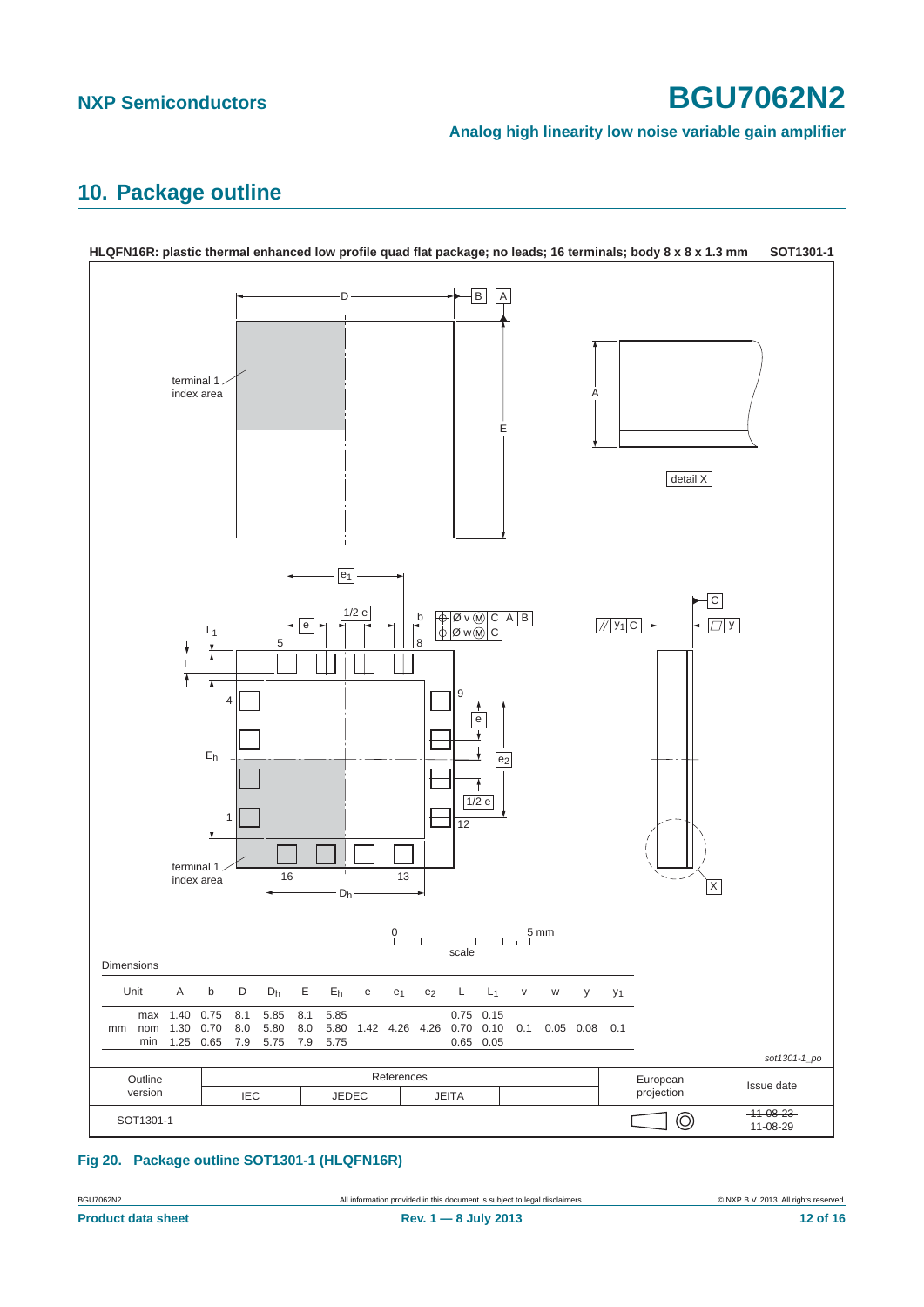## 10. Package outline

**HLQFN16R: plastic thermal enhanced low profile quad flat package; no leads; 16 terminals; body 8 x 8 x 1.3 mm** **SOT1301-1**

D

B A

terminal 1 index area

E

A

detail X

$e_1$

C

1/2 e

b

Ø v Ⓜ C A B

Ø w Ⓜ C

// $y_1$ C

y

e

$L_1$

5

8

L

4

9

e

$E_h$

$e_2$

1/2 e

1

12

terminal 1 index area

16

13

$D_h$

X

0 5 mm

scale

Dimensions

| Unit | | A | b | D | $D_h$ | E | $E_h$ | e | $e_1$ | $e_2$ | L | $L_1$ | v | w | y | $y_1$ |
|---|---|---|---|---|---|---|---|---|---|---|---|---|---|---|---|---|
| mm | max | 1.40 | 0.75 | 8.1 | 5.85 | 8.1 | 5.85 | | | | 0.75 | 0.15 | | | | |
| | nom | 1.30 | 0.70 | 8.0 | 5.80 | 8.0 | 5.80 | 1.42 | 4.26 | 4.26 | 0.70 | 0.10 | 0.1 | 0.05 | 0.08 | 0.1 |
| | min | 1.25 | 0.65 | 7.9 | 5.75 | 7.9 | 5.75 | | | | 0.65 | 0.05 | | | | |

*sot1301-1_po*

| Outline version | References | | | | European projection | Issue date |
|---|---|---|---|---|---|---|
| | IEC | JEDEC | JEITA | | | |
| SOT1301-1 | | | | | | ~~11-08-23~~ 11-08-29 |

**Fig 20. Package outline SOT1301-1 (HLQFN16R)**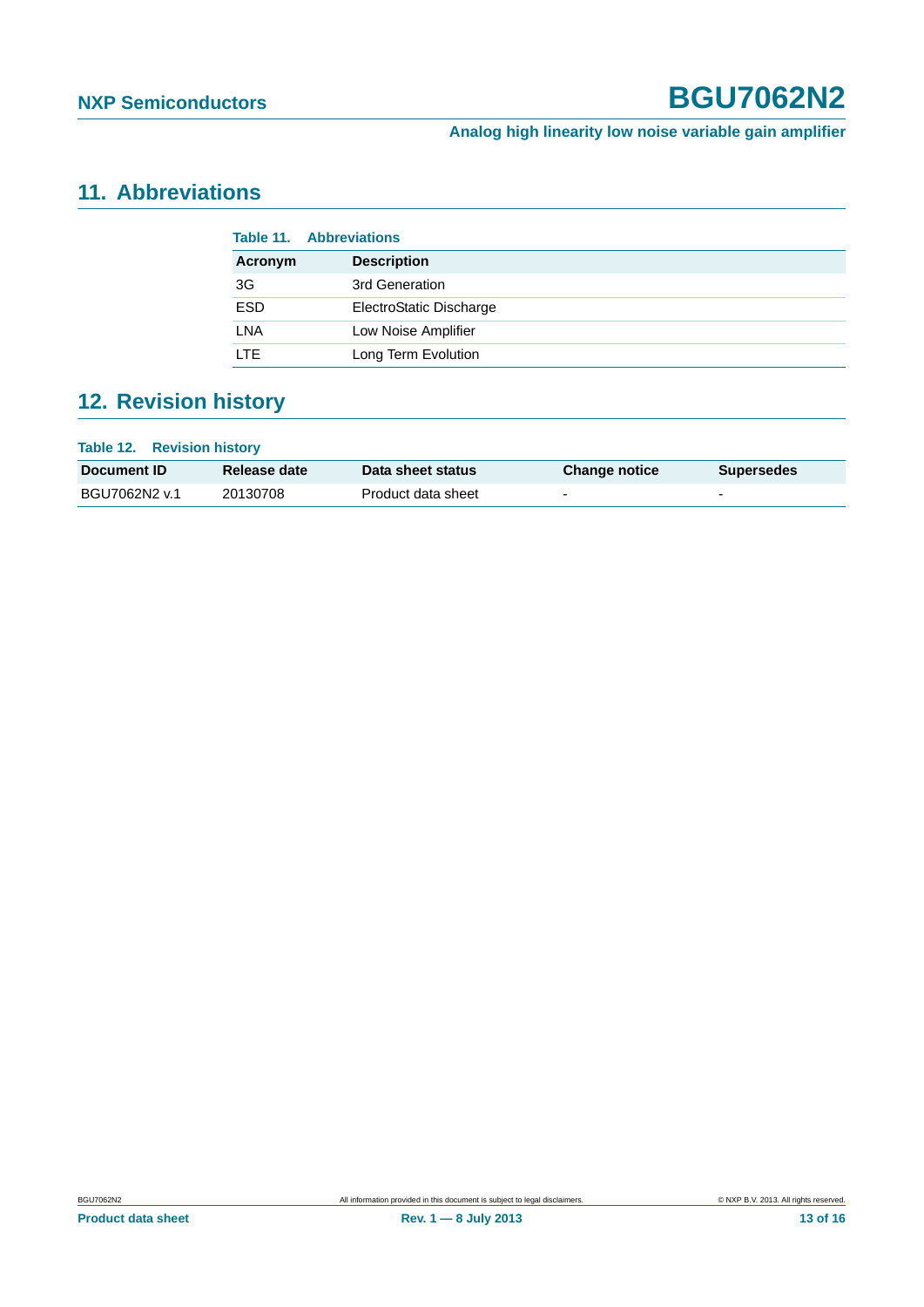## 11. Abbreviations

**Table 11. Abbreviations**

| Acronym | Description |
|---|---|
| 3G | 3rd Generation |
| ESD | ElectroStatic Discharge |
| LNA | Low Noise Amplifier |
| LTE | Long Term Evolution |

## 12. Revision history

**Table 12. Revision history**

| Document ID | Release date | Data sheet status | Change notice | Supersedes |
|---|---|---|---|---|
| BGU7062N2 v.1 | 20130708 | Product data sheet | - | - |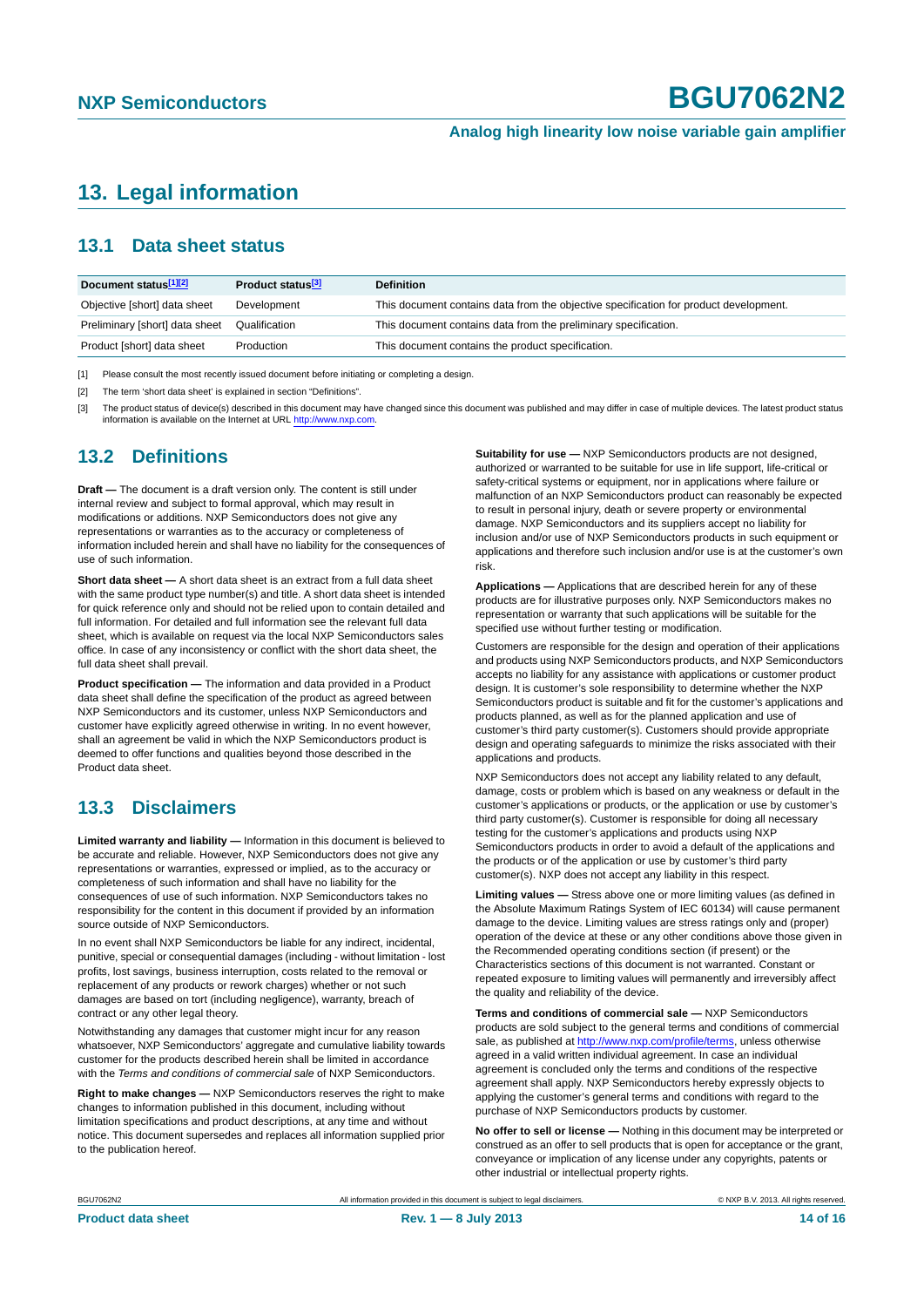## 13. Legal information

### 13.1 Data sheet status

| Document status[1][2] | Product status[3] | Definition |
|---|---|---|
| Objective [short] data sheet | Development | This document contains data from the objective specification for product development. |
| Preliminary [short] data sheet | Qualification | This document contains data from the preliminary specification. |
| Product [short] data sheet | Production | This document contains the product specification. |

[1] Please consult the most recently issued document before initiating or completing a design.

[2] The term 'short data sheet' is explained in section "Definitions".

[3] The product status of device(s) described in this document may have changed since this document was published and may differ in case of multiple devices. The latest product status information is available on the Internet at URL http://www.nxp.com.

### 13.2 Definitions

**Draft —** The document is a draft version only. The content is still under internal review and subject to formal approval, which may result in modifications or additions. NXP Semiconductors does not give any representations or warranties as to the accuracy or completeness of information included herein and shall have no liability for the consequences of use of such information.

**Short data sheet —** A short data sheet is an extract from a full data sheet with the same product type number(s) and title. A short data sheet is intended for quick reference only and should not be relied upon to contain detailed and full information. For detailed and full information see the relevant full data sheet, which is available on request via the local NXP Semiconductors sales office. In case of any inconsistency or conflict with the short data sheet, the full data sheet shall prevail.

**Product specification —** The information and data provided in a Product data sheet shall define the specification of the product as agreed between NXP Semiconductors and its customer, unless NXP Semiconductors and customer have explicitly agreed otherwise in writing. In no event however, shall an agreement be valid in which the NXP Semiconductors product is deemed to offer functions and qualities beyond those described in the Product data sheet.

### 13.3 Disclaimers

**Limited warranty and liability —** Information in this document is believed to be accurate and reliable. However, NXP Semiconductors does not give any representations or warranties, expressed or implied, as to the accuracy or completeness of such information and shall have no liability for the consequences of use of such information. NXP Semiconductors takes no responsibility for the content in this document if provided by an information source outside of NXP Semiconductors.

In no event shall NXP Semiconductors be liable for any indirect, incidental, punitive, special or consequential damages (including - without limitation - lost profits, lost savings, business interruption, costs related to the removal or replacement of any products or rework charges) whether or not such damages are based on tort (including negligence), warranty, breach of contract or any other legal theory.

Notwithstanding any damages that customer might incur for any reason whatsoever, NXP Semiconductors' aggregate and cumulative liability towards customer for the products described herein shall be limited in accordance with the *Terms and conditions of commercial sale* of NXP Semiconductors.

**Right to make changes —** NXP Semiconductors reserves the right to make changes to information published in this document, including without limitation specifications and product descriptions, at any time and without notice. This document supersedes and replaces all information supplied prior to the publication hereof.

**Suitability for use —** NXP Semiconductors products are not designed, authorized or warranted to be suitable for use in life support, life-critical or safety-critical systems or equipment, nor in applications where failure or malfunction of an NXP Semiconductors product can reasonably be expected to result in personal injury, death or severe property or environmental damage. NXP Semiconductors and its suppliers accept no liability for inclusion and/or use of NXP Semiconductors products in such equipment or applications and therefore such inclusion and/or use is at the customer's own risk.

**Applications —** Applications that are described herein for any of these products are for illustrative purposes only. NXP Semiconductors makes no representation or warranty that such applications will be suitable for the specified use without further testing or modification.

Customers are responsible for the design and operation of their applications and products using NXP Semiconductors products, and NXP Semiconductors accepts no liability for any assistance with applications or customer product design. It is customer's sole responsibility to determine whether the NXP Semiconductors product is suitable and fit for the customer's applications and products planned, as well as for the planned application and use of customer's third party customer(s). Customers should provide appropriate design and operating safeguards to minimize the risks associated with their applications and products.

NXP Semiconductors does not accept any liability related to any default, damage, costs or problem which is based on any weakness or default in the customer's applications or products, or the application or use by customer's third party customer(s). Customer is responsible for doing all necessary testing for the customer's applications and products using NXP Semiconductors products in order to avoid a default of the applications and the products or of the application or use by customer's third party customer(s). NXP does not accept any liability in this respect.

**Limiting values —** Stress above one or more limiting values (as defined in the Absolute Maximum Ratings System of IEC 60134) will cause permanent damage to the device. Limiting values are stress ratings only and (proper) operation of the device at these or any other conditions above those given in the Recommended operating conditions section (if present) or the Characteristics sections of this document is not warranted. Constant or repeated exposure to limiting values will permanently and irreversibly affect the quality and reliability of the device.

**Terms and conditions of commercial sale —** NXP Semiconductors products are sold subject to the general terms and conditions of commercial sale, as published at http://www.nxp.com/profile/terms, unless otherwise agreed in a valid written individual agreement. In case an individual agreement is concluded only the terms and conditions of the respective agreement shall apply. NXP Semiconductors hereby expressly objects to applying the customer's general terms and conditions with regard to the purchase of NXP Semiconductors products by customer.

**No offer to sell or license —** Nothing in this document may be interpreted or construed as an offer to sell products that is open for acceptance or the grant, conveyance or implication of any license under any copyrights, patents or other industrial or intellectual property rights.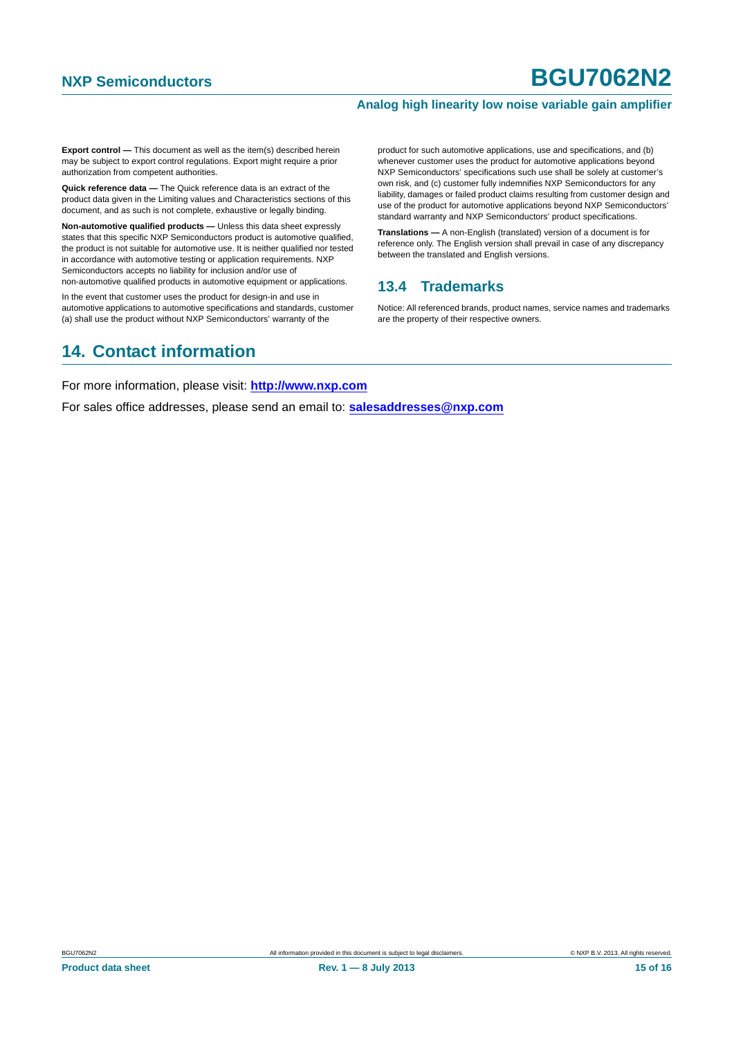**Export control —** This document as well as the item(s) described herein may be subject to export control regulations. Export might require a prior authorization from competent authorities.

**Quick reference data —** The Quick reference data is an extract of the product data given in the Limiting values and Characteristics sections of this document, and as such is not complete, exhaustive or legally binding.

**Non-automotive qualified products —** Unless this data sheet expressly states that this specific NXP Semiconductors product is automotive qualified, the product is not suitable for automotive use. It is neither qualified nor tested in accordance with automotive testing or application requirements. NXP Semiconductors accepts no liability for inclusion and/or use of non-automotive qualified products in automotive equipment or applications.

In the event that customer uses the product for design-in and use in automotive applications to automotive specifications and standards, customer (a) shall use the product without NXP Semiconductors' warranty of the product for such automotive applications, use and specifications, and (b) whenever customer uses the product for automotive applications beyond NXP Semiconductors' specifications such use shall be solely at customer's own risk, and (c) customer fully indemnifies NXP Semiconductors for any liability, damages or failed product claims resulting from customer design and use of the product for automotive applications beyond NXP Semiconductors' standard warranty and NXP Semiconductors' product specifications.

**Translations —** A non-English (translated) version of a document is for reference only. The English version shall prevail in case of any discrepancy between the translated and English versions.

### 13.4 Trademarks

Notice: All referenced brands, product names, service names and trademarks are the property of their respective owners.

## 14. Contact information

For more information, please visit: **http://www.nxp.com**

For sales office addresses, please send an email to: **salesaddresses@nxp.com**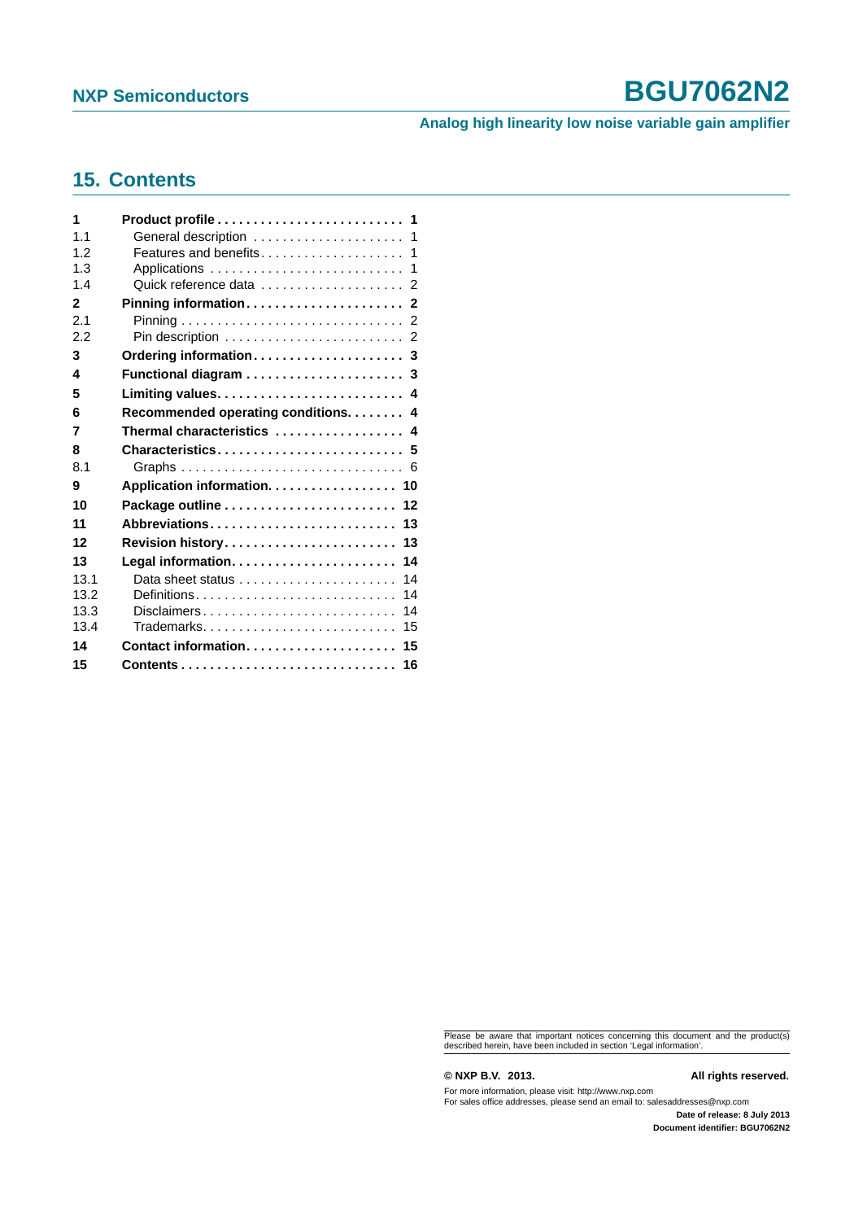## 15. Contents

- **1 Product profile . . . . . . . . . . 1**
  - 1.1 General description . . . . . . . . . . 1
  - 1.2 Features and benefits . . . . . . . . . . 1
  - 1.3 Applications . . . . . . . . . . 1
  - 1.4 Quick reference data . . . . . . . . . . 2
- **2 Pinning information . . . . . . . . . . 2**
  - 2.1 Pinning . . . . . . . . . . 2
  - 2.2 Pin description . . . . . . . . . . 2
- **3 Ordering information . . . . . . . . . . 3**
- **4 Functional diagram . . . . . . . . . . 3**
- **5 Limiting values . . . . . . . . . . 4**
- **6 Recommended operating conditions . . . . . . . . . . 4**
- **7 Thermal characteristics . . . . . . . . . . 4**
- **8 Characteristics . . . . . . . . . . 5**
  - 8.1 Graphs . . . . . . . . . . 6
- **9 Application information . . . . . . . . . . 10**
- **10 Package outline . . . . . . . . . . 12**
- **11 Abbreviations . . . . . . . . . . 13**
- **12 Revision history . . . . . . . . . . 13**
- **13 Legal information . . . . . . . . . . 14**
  - 13.1 Data sheet status . . . . . . . . . . 14
  - 13.2 Definitions . . . . . . . . . . 14
  - 13.3 Disclaimers . . . . . . . . . . 14
  - 13.4 Trademarks . . . . . . . . . . 15
- **14 Contact information . . . . . . . . . . 15**
- **15 Contents . . . . . . . . . . 16**

Please be aware that important notices concerning this document and the product(s) described herein, have been included in section 'Legal information'.

**© NXP B.V. 2013.** **All rights reserved.**

For more information, please visit: http://www.nxp.com
For sales office addresses, please send an email to: salesaddresses@nxp.com

**Date of release: 8 July 2013**
**Document identifier: BGU7062N2**